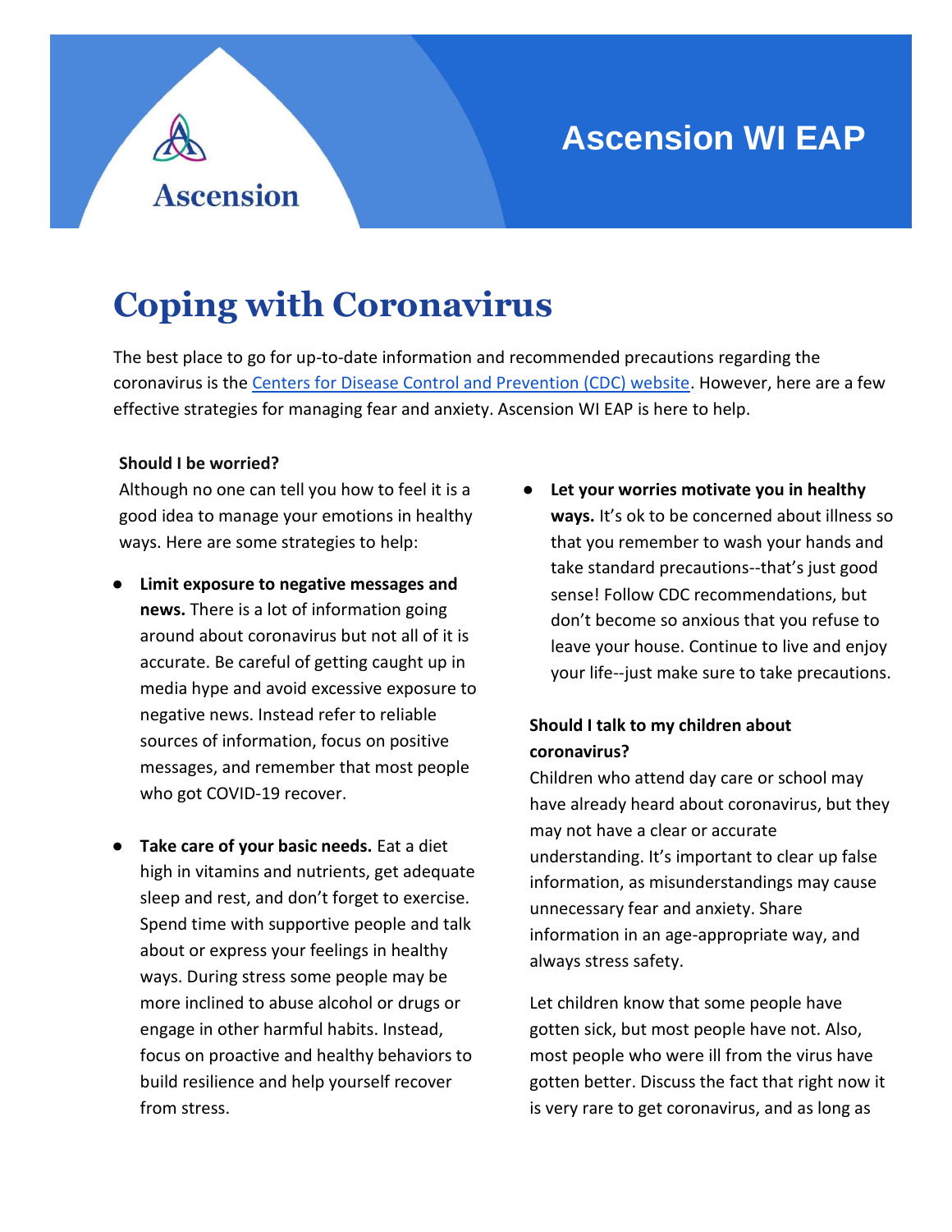Ascension

# Ascension WI EAP

# Coping with Coronavirus

The best place to go for up-to-date information and recommended precautions regarding the coronavirus is the [Centers for Disease Control and Prevention (CDC) website](). However, here are a few effective strategies for managing fear and anxiety. Ascension WI EAP is here to help.

**Should I be worried?**

Although no one can tell you how to feel it is a good idea to manage your emotions in healthy ways. Here are some strategies to help:

- **Limit exposure to negative messages and news.** There is a lot of information going around about coronavirus but not all of it is accurate. Be careful of getting caught up in media hype and avoid excessive exposure to negative news. Instead refer to reliable sources of information, focus on positive messages, and remember that most people who got COVID-19 recover.

- **Take care of your basic needs.** Eat a diet high in vitamins and nutrients, get adequate sleep and rest, and don't forget to exercise. Spend time with supportive people and talk about or express your feelings in healthy ways. During stress some people may be more inclined to abuse alcohol or drugs or engage in other harmful habits. Instead, focus on proactive and healthy behaviors to build resilience and help yourself recover from stress.

- **Let your worries motivate you in healthy ways.** It's ok to be concerned about illness so that you remember to wash your hands and take standard precautions--that's just good sense! Follow CDC recommendations, but don't become so anxious that you refuse to leave your house. Continue to live and enjoy your life--just make sure to take precautions.

**Should I talk to my children about coronavirus?**

Children who attend day care or school may have already heard about coronavirus, but they may not have a clear or accurate understanding. It's important to clear up false information, as misunderstandings may cause unnecessary fear and anxiety. Share information in an age-appropriate way, and always stress safety.

Let children know that some people have gotten sick, but most people have not. Also, most people who were ill from the virus have gotten better. Discuss the fact that right now it is very rare to get coronavirus, and as long as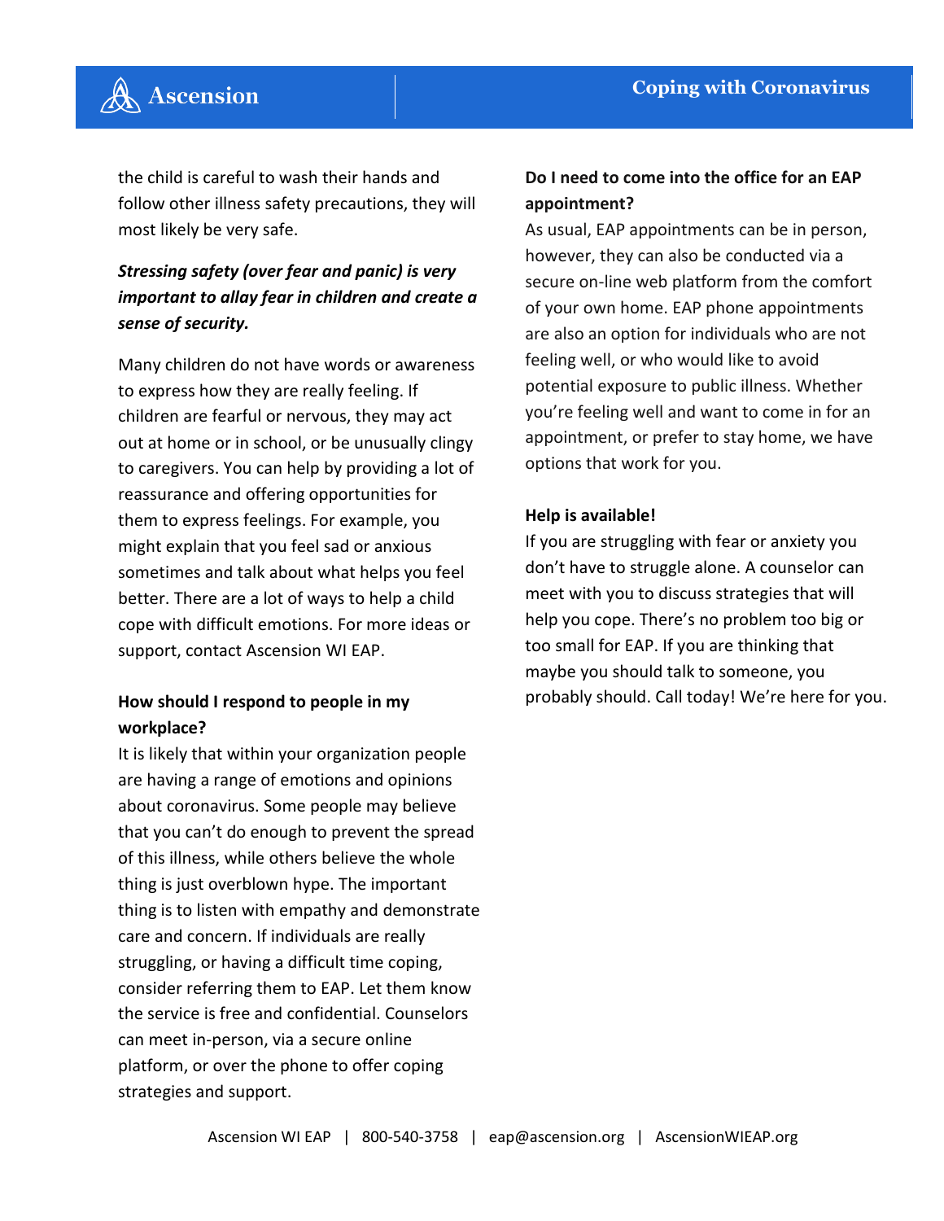the child is careful to wash their hands and follow other illness safety precautions, they will most likely be very safe.

***Stressing safety (over fear and panic) is very important to allay fear in children and create a sense of security.***

Many children do not have words or awareness to express how they are really feeling. If children are fearful or nervous, they may act out at home or in school, or be unusually clingy to caregivers. You can help by providing a lot of reassurance and offering opportunities for them to express feelings. For example, you might explain that you feel sad or anxious sometimes and talk about what helps you feel better. There are a lot of ways to help a child cope with difficult emotions. For more ideas or support, contact Ascension WI EAP.

**How should I respond to people in my workplace?**

It is likely that within your organization people are having a range of emotions and opinions about coronavirus. Some people may believe that you can't do enough to prevent the spread of this illness, while others believe the whole thing is just overblown hype. The important thing is to listen with empathy and demonstrate care and concern. If individuals are really struggling, or having a difficult time coping, consider referring them to EAP. Let them know the service is free and confidential. Counselors can meet in-person, via a secure online platform, or over the phone to offer coping strategies and support.

**Do I need to come into the office for an EAP appointment?**

As usual, EAP appointments can be in person, however, they can also be conducted via a secure on-line web platform from the comfort of your own home. EAP phone appointments are also an option for individuals who are not feeling well, or who would like to avoid potential exposure to public illness. Whether you're feeling well and want to come in for an appointment, or prefer to stay home, we have options that work for you.

**Help is available!**

If you are struggling with fear or anxiety you don't have to struggle alone. A counselor can meet with you to discuss strategies that will help you cope. There's no problem too big or too small for EAP. If you are thinking that maybe you should talk to someone, you probably should. Call today! We're here for you.

Ascension WI EAP | 800-540-3758 | eap@ascension.org | AscensionWIEAP.org